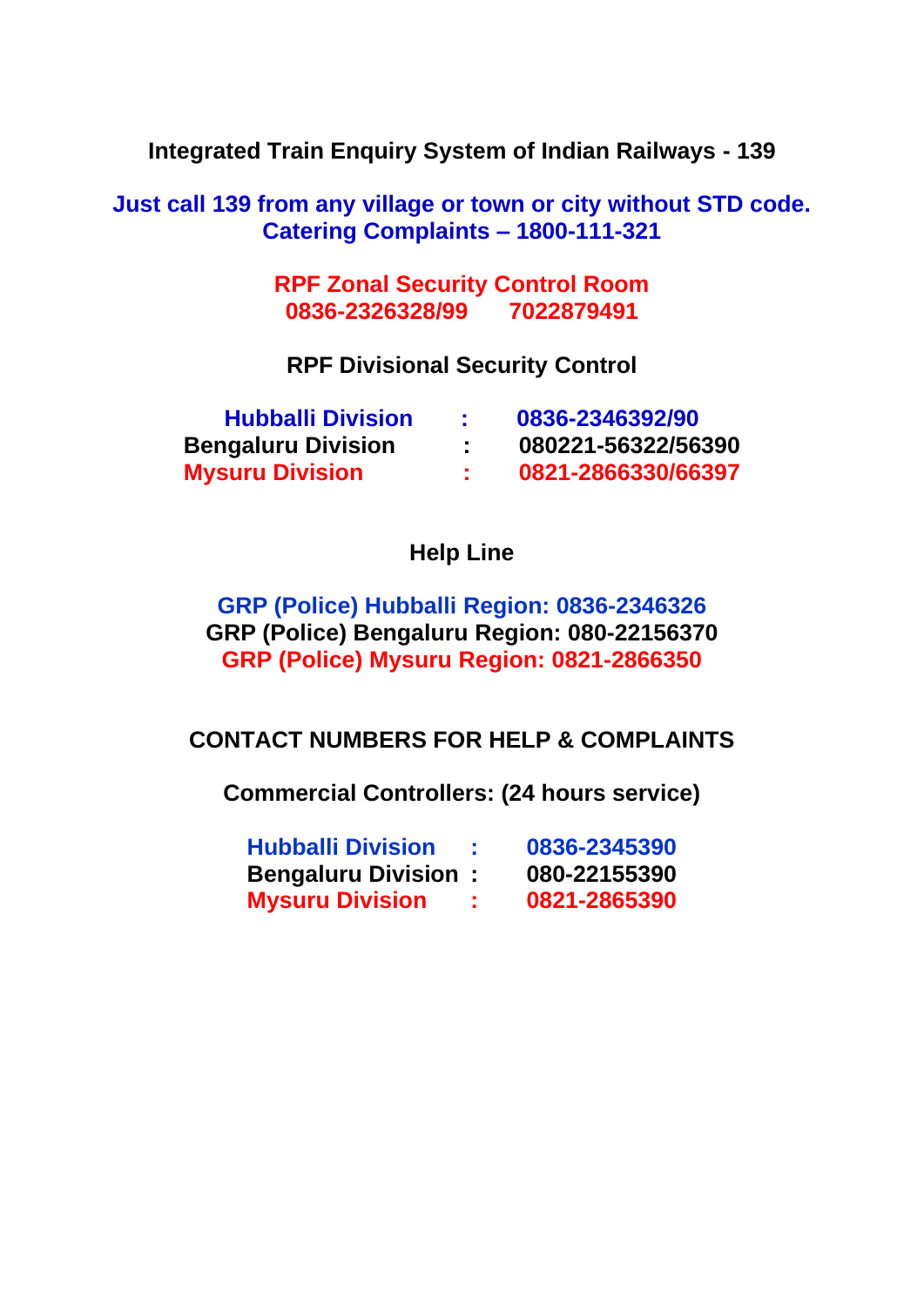**Integrated Train Enquiry System of Indian Railways - 139**

**Just call 139 from any village or town or city without STD code.**
**Catering Complaints – 1800-111-321**

**RPF Zonal Security Control Room**
**0836-2326328/99     7022879491**

**RPF Divisional Security Control**

| | | |
|---|---|---|
| **Hubballi Division** | **:** | **0836-2346392/90** |
| **Bengaluru Division** | **:** | **080221-56322/56390** |
| **Mysuru Division** | **:** | **0821-2866330/66397** |

**Help Line**

**GRP (Police) Hubballi Region: 0836-2346326**
**GRP (Police) Bengaluru Region: 080-22156370**
**GRP (Police) Mysuru Region: 0821-2866350**

**CONTACT NUMBERS FOR HELP & COMPLAINTS**

**Commercial Controllers: (24 hours service)**

| | | |
|---|---|---|
| **Hubballi Division** | **:** | **0836-2345390** |
| **Bengaluru Division** | **:** | **080-22155390** |
| **Mysuru Division** | **:** | **0821-2865390** |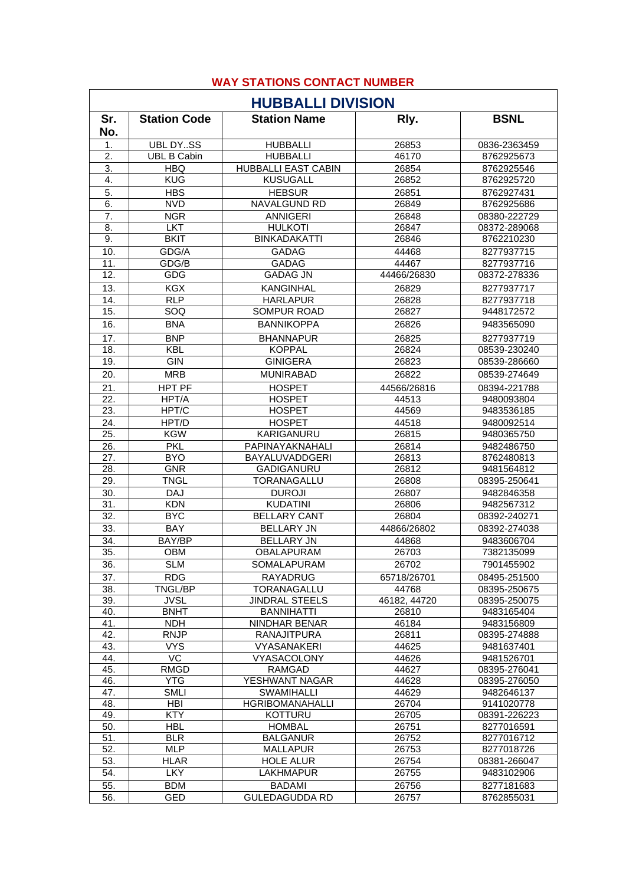## WAY STATIONS CONTACT NUMBER

### HUBBALLI DIVISION

| Sr. No. | Station Code | Station Name | Rly. | BSNL |
|---|---|---|---|---|
| 1. | UBL DY..SS | HUBBALLI | 26853 | 0836-2363459 |
| 2. | UBL B Cabin | HUBBALLI | 46170 | 8762925673 |
| 3. | HBQ | HUBBALLI EAST CABIN | 26854 | 8762925546 |
| 4. | KUG | KUSUGALL | 26852 | 8762925720 |
| 5. | HBS | HEBSUR | 26851 | 8762927431 |
| 6. | NVD | NAVALGUND RD | 26849 | 8762925686 |
| 7. | NGR | ANNIGERI | 26848 | 08380-222729 |
| 8. | LKT | HULKOTI | 26847 | 08372-289068 |
| 9. | BKIT | BINKADAKATTI | 26846 | 8762210230 |
| 10. | GDG/A | GADAG | 44468 | 8277937715 |
| 11. | GDG/B | GADAG | 44467 | 8277937716 |
| 12. | GDG | GADAG JN | 44466/26830 | 08372-278336 |
| 13. | KGX | KANGINHAL | 26829 | 8277937717 |
| 14. | RLP | HARLAPUR | 26828 | 8277937718 |
| 15. | SOQ | SOMPUR ROAD | 26827 | 9448172572 |
| 16. | BNA | BANNIKOPPA | 26826 | 9483565090 |
| 17. | BNP | BHANNAPUR | 26825 | 8277937719 |
| 18. | KBL | KOPPAL | 26824 | 08539-230240 |
| 19. | GIN | GINIGERA | 26823 | 08539-286660 |
| 20. | MRB | MUNIRABAD | 26822 | 08539-274649 |
| 21. | HPT PF | HOSPET | 44566/26816 | 08394-221788 |
| 22. | HPT/A | HOSPET | 44513 | 9480093804 |
| 23. | HPT/C | HOSPET | 44569 | 9483536185 |
| 24. | HPT/D | HOSPET | 44518 | 9480092514 |
| 25. | KGW | KARIGANURU | 26815 | 9480365750 |
| 26. | PKL | PAPINAYAKNAHALI | 26814 | 9482486750 |
| 27. | BYO | BAYALUVADDGERI | 26813 | 8762480813 |
| 28. | GNR | GADIGANURU | 26812 | 9481564812 |
| 29. | TNGL | TORANAGALLU | 26808 | 08395-250641 |
| 30. | DAJ | DUROJI | 26807 | 9482846358 |
| 31. | KDN | KUDATINI | 26806 | 9482567312 |
| 32. | BYC | BELLARY CANT | 26804 | 08392-240271 |
| 33. | BAY | BELLARY JN | 44866/26802 | 08392-274038 |
| 34. | BAY/BP | BELLARY JN | 44868 | 9483606704 |
| 35. | OBM | OBALAPURAM | 26703 | 7382135099 |
| 36. | SLM | SOMALAPURAM | 26702 | 7901455902 |
| 37. | RDG | RAYADRUG | 65718/26701 | 08495-251500 |
| 38. | TNGL/BP | TORANAGALLU | 44768 | 08395-250675 |
| 39. | JVSL | JINDRAL STEELS | 46182, 44720 | 08395-250075 |
| 40. | BNHT | BANNIHATTI | 26810 | 9483165404 |
| 41. | NDH | NINDHAR BENAR | 46184 | 9483156809 |
| 42. | RNJP | RANAJITPURA | 26811 | 08395-274888 |
| 43. | VYS | VYASANAKERI | 44625 | 9481637401 |
| 44. | VC | VYASACOLONY | 44626 | 9481526701 |
| 45. | RMGD | RAMGAD | 44627 | 08395-276041 |
| 46. | YTG | YESHWANT NAGAR | 44628 | 08395-276050 |
| 47. | SMLI | SWAMIHALLI | 44629 | 9482646137 |
| 48. | HBI | HGRIBOMANAHALLI | 26704 | 9141020778 |
| 49. | KTY | KOTTURU | 26705 | 08391-226223 |
| 50. | HBL | HOMBAL | 26751 | 8277016591 |
| 51. | BLR | BALGANUR | 26752 | 8277016712 |
| 52. | MLP | MALLAPUR | 26753 | 8277018726 |
| 53. | HLAR | HOLE ALUR | 26754 | 08381-266047 |
| 54. | LKY | LAKHMAPUR | 26755 | 9483102906 |
| 55. | BDM | BADAMI | 26756 | 8277181683 |
| 56. | GED | GULEDAGUDDA RD | 26757 | 8762855031 |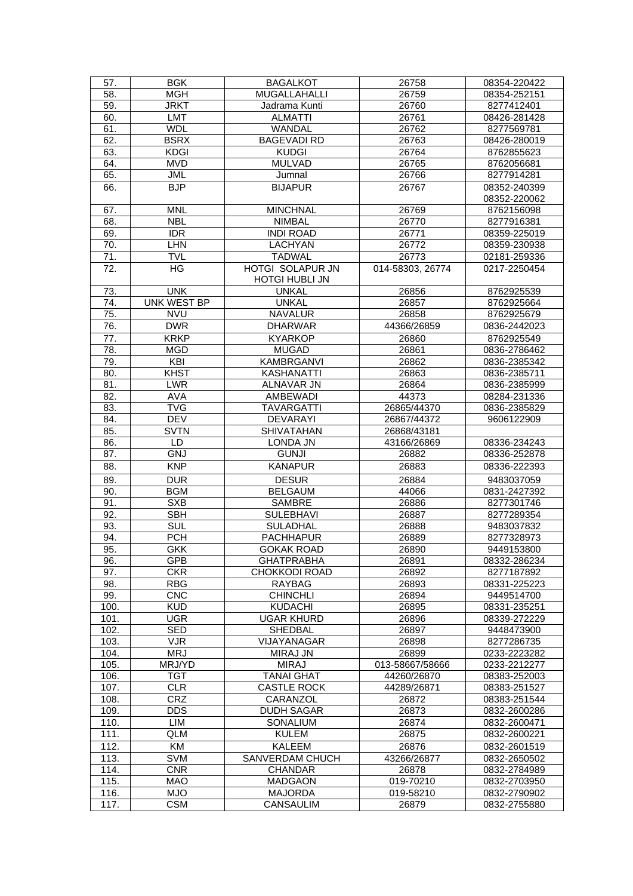| 57. | BGK | BAGALKOT | 26758 | 08354-220422 |
|---|---|---|---|---|
| 58. | MGH | MUGALLAHALLI | 26759 | 08354-252151 |
| 59. | JRKT | Jadrama Kunti | 26760 | 8277412401 |
| 60. | LMT | ALMATTI | 26761 | 08426-281428 |
| 61. | WDL | WANDAL | 26762 | 8277569781 |
| 62. | BSRX | BAGEVADI RD | 26763 | 08426-280019 |
| 63. | KDGI | KUDGI | 26764 | 8762855623 |
| 64. | MVD | MULVAD | 26765 | 8762056681 |
| 65. | JML | Jumnal | 26766 | 8277914281 |
| 66. | BJP | BIJAPUR | 26767 | 08352-240399<br>08352-220062 |
| 67. | MNL | MINCHNAL | 26769 | 8762156098 |
| 68. | NBL | NIMBAL | 26770 | 8277916381 |
| 69. | IDR | INDI ROAD | 26771 | 08359-225019 |
| 70. | LHN | LACHYAN | 26772 | 08359-230938 |
| 71. | TVL | TADWAL | 26773 | 02181-259336 |
| 72. | HG | HOTGI SOLAPUR JN<br>HOTGI HUBLI JN | 014-58303, 26774 | 0217-2250454 |
| 73. | UNK | UNKAL | 26856 | 8762925539 |
| 74. | UNK WEST BP | UNKAL | 26857 | 8762925664 |
| 75. | NVU | NAVALUR | 26858 | 8762925679 |
| 76. | DWR | DHARWAR | 44366/26859 | 0836-2442023 |
| 77. | KRKP | KYARKOP | 26860 | 8762925549 |
| 78. | MGD | MUGAD | 26861 | 0836-2786462 |
| 79. | KBI | KAMBRGANVI | 26862 | 0836-2385342 |
| 80. | KHST | KASHANATTI | 26863 | 0836-2385711 |
| 81. | LWR | ALNAVAR JN | 26864 | 0836-2385999 |
| 82. | AVA | AMBEWADI | 44373 | 08284-231336 |
| 83. | TVG | TAVARGATTI | 26865/44370 | 0836-2385829 |
| 84. | DEV | DEVARAYI | 26867/44372 | 9606122909 |
| 85. | SVTN | SHIVATAHAN | 26868/43181 | |
| 86. | LD | LONDA JN | 43166/26869 | 08336-234243 |
| 87. | GNJ | GUNJI | 26882 | 08336-252878 |
| 88. | KNP | KANAPUR | 26883 | 08336-222393 |
| 89. | DUR | DESUR | 26884 | 9483037059 |
| 90. | BGM | BELGAUM | 44066 | 0831-2427392 |
| 91. | SXB | SAMBRE | 26886 | 8277301746 |
| 92. | SBH | SULEBHAVI | 26887 | 8277289354 |
| 93. | SUL | SULADHAL | 26888 | 9483037832 |
| 94. | PCH | PACHHAPUR | 26889 | 8277328973 |
| 95. | GKK | GOKAK ROAD | 26890 | 9449153800 |
| 96. | GPB | GHATPRABHA | 26891 | 08332-286234 |
| 97. | CKR | CHOKKODI ROAD | 26892 | 8277187892 |
| 98. | RBG | RAYBAG | 26893 | 08331-225223 |
| 99. | CNC | CHINCHLI | 26894 | 9449514700 |
| 100. | KUD | KUDACHI | 26895 | 08331-235251 |
| 101. | UGR | UGAR KHURD | 26896 | 08339-272229 |
| 102. | SED | SHEDBAL | 26897 | 9448473900 |
| 103. | VJR | VIJAYANAGAR | 26898 | 8277286735 |
| 104. | MRJ | MIRAJ JN | 26899 | 0233-2223282 |
| 105. | MRJ/YD | MIRAJ | 013-58667/58666 | 0233-2212277 |
| 106. | TGT | TANAI GHAT | 44260/26870 | 08383-252003 |
| 107. | CLR | CASTLE ROCK | 44289/26871 | 08383-251527 |
| 108. | CRZ | CARANZOL | 26872 | 08383-251544 |
| 109. | DDS | DUDH SAGAR | 26873 | 0832-2600286 |
| 110. | LIM | SONALIUM | 26874 | 0832-2600471 |
| 111. | QLM | KULEM | 26875 | 0832-2600221 |
| 112. | KM | KALEEM | 26876 | 0832-2601519 |
| 113. | SVM | SANVERDAM CHUCH | 43266/26877 | 0832-2650502 |
| 114. | CNR | CHANDAR | 26878 | 0832-2784989 |
| 115. | MAO | MADGAON | 019-70210 | 0832-2703950 |
| 116. | MJO | MAJORDA | 019-58210 | 0832-2790902 |
| 117. | CSM | CANSAULIM | 26879 | 0832-2755880 |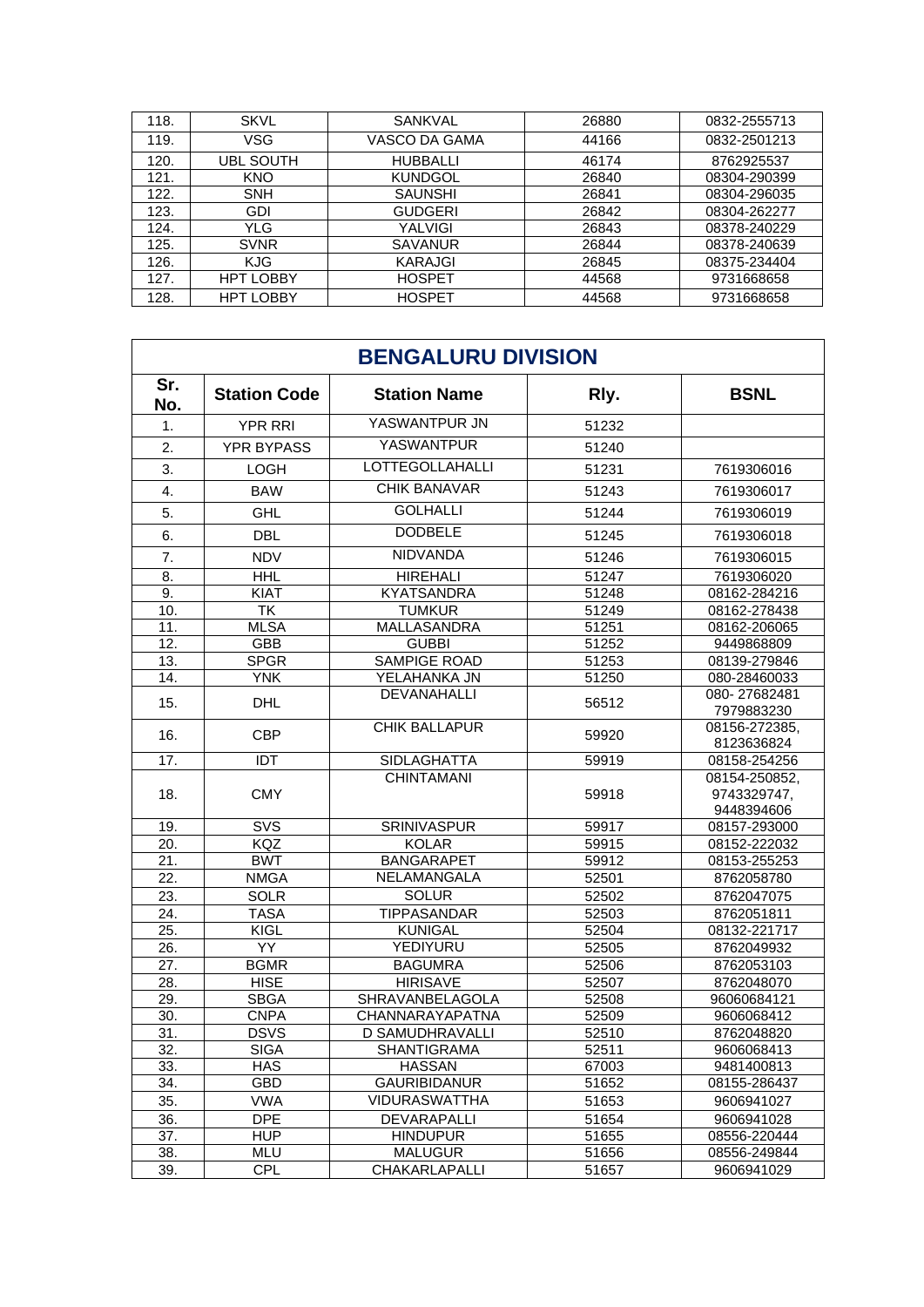| | | | | |
|---|---|---|---|---|
| 118. | SKVL | SANKVAL | 26880 | 0832-2555713 |
| 119. | VSG | VASCO DA GAMA | 44166 | 0832-2501213 |
| 120. | UBL SOUTH | HUBBALLI | 46174 | 8762925537 |
| 121. | KNO | KUNDGOL | 26840 | 08304-290399 |
| 122. | SNH | SAUNSHI | 26841 | 08304-296035 |
| 123. | GDI | GUDGERI | 26842 | 08304-262277 |
| 124. | YLG | YALVIGI | 26843 | 08378-240229 |
| 125. | SVNR | SAVANUR | 26844 | 08378-240639 |
| 126. | KJG | KARAJGI | 26845 | 08375-234404 |
| 127. | HPT LOBBY | HOSPET | 44568 | 9731668658 |
| 128. | HPT LOBBY | HOSPET | 44568 | 9731668658 |

## BENGALURU DIVISION

| Sr. No. | Station Code | Station Name | Rly. | BSNL |
|---|---|---|---|---|
| 1. | YPR RRI | YASWANTPUR JN | 51232 | |
| 2. | YPR BYPASS | YASWANTPUR | 51240 | |
| 3. | LOGH | LOTTEGOLLAHALLI | 51231 | 7619306016 |
| 4. | BAW | CHIK BANAVAR | 51243 | 7619306017 |
| 5. | GHL | GOLHALLI | 51244 | 7619306019 |
| 6. | DBL | DODBELE | 51245 | 7619306018 |
| 7. | NDV | NIDVANDA | 51246 | 7619306015 |
| 8. | HHL | HIREHALI | 51247 | 7619306020 |
| 9. | KIAT | KYATSANDRA | 51248 | 08162-284216 |
| 10. | TK | TUMKUR | 51249 | 08162-278438 |
| 11. | MLSA | MALLASANDRA | 51251 | 08162-206065 |
| 12. | GBB | GUBBI | 51252 | 9449868809 |
| 13. | SPGR | SAMPIGE ROAD | 51253 | 08139-279846 |
| 14. | YNK | YELAHANKA JN | 51250 | 080-28460033 |
| 15. | DHL | DEVANAHALLI | 56512 | 080- 27682481 7979883230 |
| 16. | CBP | CHIK BALLAPUR | 59920 | 08156-272385, 8123636824 |
| 17. | IDT | SIDLAGHATTA | 59919 | 08158-254256 |
| 18. | CMY | CHINTAMANI | 59918 | 08154-250852, 9743329747, 9448394606 |
| 19. | SVS | SRINIVASPUR | 59917 | 08157-293000 |
| 20. | KQZ | KOLAR | 59915 | 08152-222032 |
| 21. | BWT | BANGARAPET | 59912 | 08153-255253 |
| 22. | NMGA | NELAMANGALA | 52501 | 8762058780 |
| 23. | SOLR | SOLUR | 52502 | 8762047075 |
| 24. | TASA | TIPPASANDAR | 52503 | 8762051811 |
| 25. | KIGL | KUNIGAL | 52504 | 08132-221717 |
| 26. | YY | YEDIYURU | 52505 | 8762049932 |
| 27. | BGMR | BAGUMRA | 52506 | 8762053103 |
| 28. | HISE | HIRISAVE | 52507 | 8762048070 |
| 29. | SBGA | SHRAVANBELAGOLA | 52508 | 96060684121 |
| 30. | CNPA | CHANNARAYAPATNA | 52509 | 9606068412 |
| 31. | DSVS | D SAMUDHRAVALLI | 52510 | 8762048820 |
| 32. | SIGA | SHANTIGRAMA | 52511 | 9606068413 |
| 33. | HAS | HASSAN | 67003 | 9481400813 |
| 34. | GBD | GAURIBIDANUR | 51652 | 08155-286437 |
| 35. | VWA | VIDURASWATTHA | 51653 | 9606941027 |
| 36. | DPE | DEVARAPALLI | 51654 | 9606941028 |
| 37. | HUP | HINDUPUR | 51655 | 08556-220444 |
| 38. | MLU | MALUGUR | 51656 | 08556-249844 |
| 39. | CPL | CHAKARLAPALLI | 51657 | 9606941029 |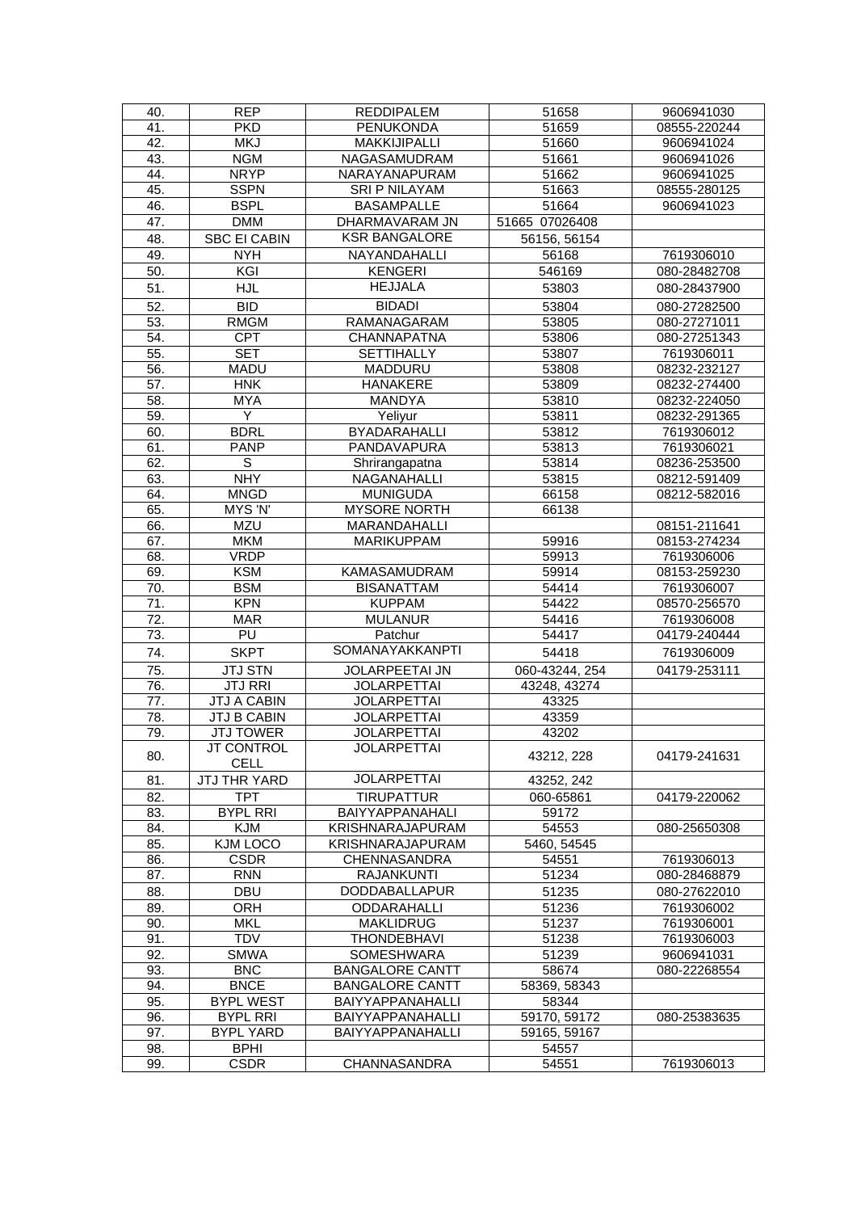| 40. | REP | REDDIPALEM | 51658 | 9606941030 |
|---|---|---|---|---|
| 41. | PKD | PENUKONDA | 51659 | 08555-220244 |
| 42. | MKJ | MAKKIJIPALLI | 51660 | 9606941024 |
| 43. | NGM | NAGASAMUDRAM | 51661 | 9606941026 |
| 44. | NRYP | NARAYANAPURAM | 51662 | 9606941025 |
| 45. | SSPN | SRI P NILAYAM | 51663 | 08555-280125 |
| 46. | BSPL | BASAMPALLE | 51664 | 9606941023 |
| 47. | DMM | DHARMAVARAM JN | 51665 07026408 | |
| 48. | SBC EI CABIN | KSR BANGALORE | 56156, 56154 | |
| 49. | NYH | NAYANDAHALLI | 56168 | 7619306010 |
| 50. | KGI | KENGERI | 546169 | 080-28482708 |
| 51. | HJL | HEJJALA | 53803 | 080-28437900 |
| 52. | BID | BIDADI | 53804 | 080-27282500 |
| 53. | RMGM | RAMANAGARAM | 53805 | 080-27271011 |
| 54. | CPT | CHANNAPATNA | 53806 | 080-27251343 |
| 55. | SET | SETTIHALLY | 53807 | 7619306011 |
| 56. | MADU | MADDURU | 53808 | 08232-232127 |
| 57. | HNK | HANAKERE | 53809 | 08232-274400 |
| 58. | MYA | MANDYA | 53810 | 08232-224050 |
| 59. | Y | Yeliyur | 53811 | 08232-291365 |
| 60. | BDRL | BYADARAHALLI | 53812 | 7619306012 |
| 61. | PANP | PANDAVAPURA | 53813 | 7619306021 |
| 62. | S | Shrirangapatna | 53814 | 08236-253500 |
| 63. | NHY | NAGANAHALLI | 53815 | 08212-591409 |
| 64. | MNGD | MUNIGUDA | 66158 | 08212-582016 |
| 65. | MYS 'N' | MYSORE NORTH | 66138 | |
| 66. | MZU | MARANDAHALLI | | 08151-211641 |
| 67. | MKM | MARIKUPPAM | 59916 | 08153-274234 |
| 68. | VRDP | | 59913 | 7619306006 |
| 69. | KSM | KAMASAMUDRAM | 59914 | 08153-259230 |
| 70. | BSM | BISANATTAM | 54414 | 7619306007 |
| 71. | KPN | KUPPAM | 54422 | 08570-256570 |
| 72. | MAR | MULANUR | 54416 | 7619306008 |
| 73. | PU | Patchur | 54417 | 04179-240444 |
| 74. | SKPT | SOMANAYAKKANPTI | 54418 | 7619306009 |
| 75. | JTJ STN | JOLARPEETAI JN | 060-43244, 254 | 04179-253111 |
| 76. | JTJ RRI | JOLARPETTAI | 43248, 43274 | |
| 77. | JTJ A CABIN | JOLARPETTAI | 43325 | |
| 78. | JTJ B CABIN | JOLARPETTAI | 43359 | |
| 79. | JTJ TOWER | JOLARPETTAI | 43202 | |
| 80. | JT CONTROL CELL | JOLARPETTAI | 43212, 228 | 04179-241631 |
| 81. | JTJ THR YARD | JOLARPETTAI | 43252, 242 | |
| 82. | TPT | TIRUPATTUR | 060-65861 | 04179-220062 |
| 83. | BYPL RRI | BAIYYAPPANAHALI | 59172 | |
| 84. | KJM | KRISHNARAJAPURAM | 54553 | 080-25650308 |
| 85. | KJM LOCO | KRISHNARAJAPURAM | 5460, 54545 | |
| 86. | CSDR | CHENNASANDRA | 54551 | 7619306013 |
| 87. | RNN | RAJANKUNTI | 51234 | 080-28468879 |
| 88. | DBU | DODDABALLAPUR | 51235 | 080-27622010 |
| 89. | ORH | ODDARAHALLI | 51236 | 7619306002 |
| 90. | MKL | MAKLIDRUG | 51237 | 7619306001 |
| 91. | TDV | THONDEBHAVI | 51238 | 7619306003 |
| 92. | SMWA | SOMESHWARA | 51239 | 9606941031 |
| 93. | BNC | BANGALORE CANTT | 58674 | 080-22268554 |
| 94. | BNCE | BANGALORE CANTT | 58369, 58343 | |
| 95. | BYPL WEST | BAIYYAPPANAHALLI | 58344 | |
| 96. | BYPL RRI | BAIYYAPPANAHALLI | 59170, 59172 | 080-25383635 |
| 97. | BYPL YARD | BAIYYAPPANAHALLI | 59165, 59167 | |
| 98. | BPHI | | 54557 | |
| 99. | CSDR | CHANNASANDRA | 54551 | 7619306013 |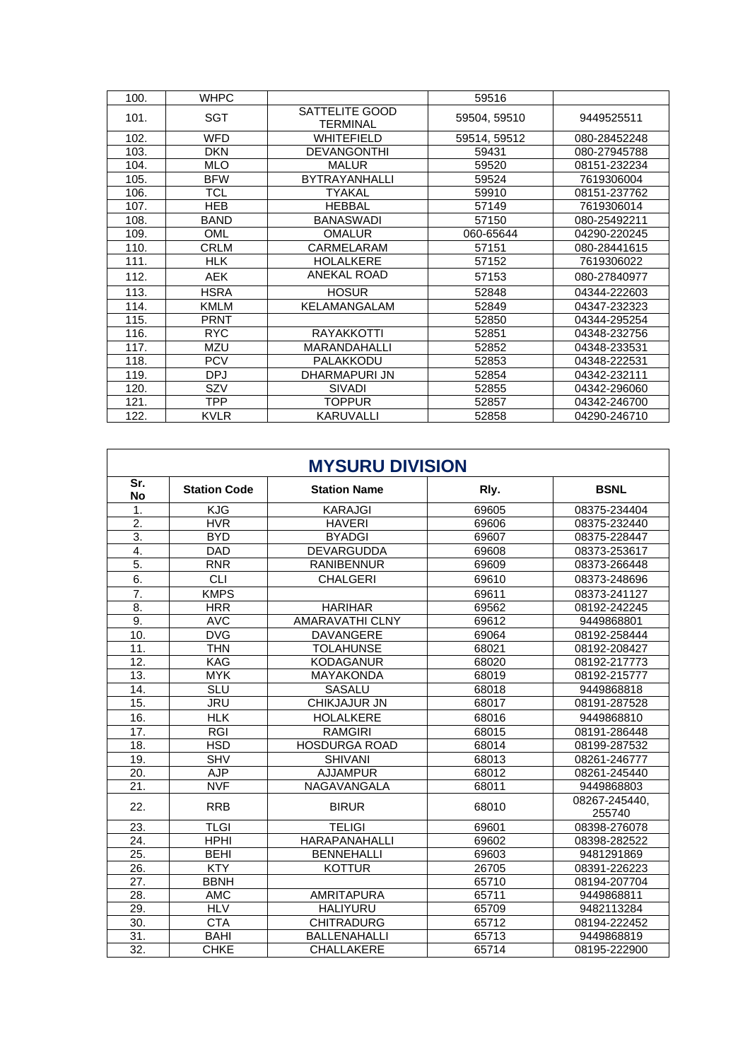| | | | | |
|---|---|---|---|---|
| 100. | WHPC | | 59516 | |
| 101. | SGT | SATTELITE GOOD TERMINAL | 59504, 59510 | 9449525511 |
| 102. | WFD | WHITEFIELD | 59514, 59512 | 080-28452248 |
| 103. | DKN | DEVANGONTHI | 59431 | 080-27945788 |
| 104. | MLO | MALUR | 59520 | 08151-232234 |
| 105. | BFW | BYTRAYANHALLI | 59524 | 7619306004 |
| 106. | TCL | TYAKAL | 59910 | 08151-237762 |
| 107. | HEB | HEBBAL | 57149 | 7619306014 |
| 108. | BAND | BANASWADI | 57150 | 080-25492211 |
| 109. | OML | OMALUR | 060-65644 | 04290-220245 |
| 110. | CRLM | CARMELARAM | 57151 | 080-28441615 |
| 111. | HLK | HOLALKERE | 57152 | 7619306022 |
| 112. | AEK | ANEKAL ROAD | 57153 | 080-27840977 |
| 113. | HSRA | HOSUR | 52848 | 04344-222603 |
| 114. | KMLM | KELAMANGALAM | 52849 | 04347-232323 |
| 115. | PRNT | | 52850 | 04344-295254 |
| 116. | RYC | RAYAKKOTTI | 52851 | 04348-232756 |
| 117. | MZU | MARANDAHALLI | 52852 | 04348-233531 |
| 118. | PCV | PALAKKODU | 52853 | 04348-222531 |
| 119. | DPJ | DHARMAPURI JN | 52854 | 04342-232111 |
| 120. | SZV | SIVADI | 52855 | 04342-296060 |
| 121. | TPP | TOPPUR | 52857 | 04342-246700 |
| 122. | KVLR | KARUVALLI | 52858 | 04290-246710 |

## MYSURU DIVISION

| Sr. No | Station Code | Station Name | Rly. | BSNL |
|---|---|---|---|---|
| 1. | KJG | KARAJGI | 69605 | 08375-234404 |
| 2. | HVR | HAVERI | 69606 | 08375-232440 |
| 3. | BYD | BYADGI | 69607 | 08375-228447 |
| 4. | DAD | DEVARGUDDA | 69608 | 08373-253617 |
| 5. | RNR | RANIBENNUR | 69609 | 08373-266448 |
| 6. | CLI | CHALGERI | 69610 | 08373-248696 |
| 7. | KMPS | | 69611 | 08373-241127 |
| 8. | HRR | HARIHAR | 69562 | 08192-242245 |
| 9. | AVC | AMARAVATHI CLNY | 69612 | 9449868801 |
| 10. | DVG | DAVANGERE | 69064 | 08192-258444 |
| 11. | THN | TOLAHUNSE | 68021 | 08192-208427 |
| 12. | KAG | KODAGANUR | 68020 | 08192-217773 |
| 13. | MYK | MAYAKONDA | 68019 | 08192-215777 |
| 14. | SLU | SASALU | 68018 | 9449868818 |
| 15. | JRU | CHIKJAJUR JN | 68017 | 08191-287528 |
| 16. | HLK | HOLALKERE | 68016 | 9449868810 |
| 17. | RGI | RAMGIRI | 68015 | 08191-286448 |
| 18. | HSD | HOSDURGA ROAD | 68014 | 08199-287532 |
| 19. | SHV | SHIVANI | 68013 | 08261-246777 |
| 20. | AJP | AJJAMPUR | 68012 | 08261-245440 |
| 21. | NVF | NAGAVANGALA | 68011 | 9449868803 |
| 22. | RRB | BIRUR | 68010 | 08267-245440, 255740 |
| 23. | TLGI | TELIGI | 69601 | 08398-276078 |
| 24. | HPHI | HARAPANAHALLI | 69602 | 08398-282522 |
| 25. | BEHI | BENNEHALLI | 69603 | 9481291869 |
| 26. | KTY | KOTTUR | 26705 | 08391-226223 |
| 27. | BBNH | | 65710 | 08194-207704 |
| 28. | AMC | AMRITAPURA | 65711 | 9449868811 |
| 29. | HLV | HALIYURU | 65709 | 9482113284 |
| 30. | CTA | CHITRADURG | 65712 | 08194-222452 |
| 31. | BAHI | BALLENAHALLI | 65713 | 9449868819 |
| 32. | CHKE | CHALLAKERE | 65714 | 08195-222900 |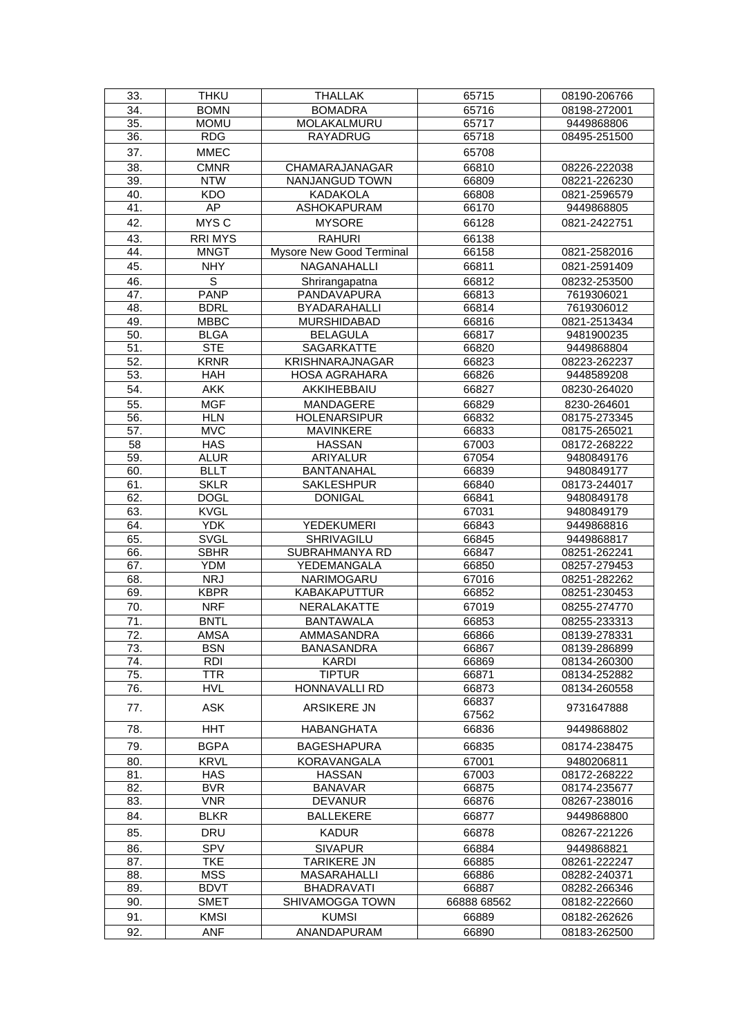| 33. | THKU | THALLAK | 65715 | 08190-206766 |
|---|---|---|---|---|
| 34. | BOMN | BOMADRA | 65716 | 08198-272001 |
| 35. | MOMU | MOLAKALMURU | 65717 | 9449868806 |
| 36. | RDG | RAYADRUG | 65718 | 08495-251500 |
| 37. | MMEC | | 65708 | |
| 38. | CMNR | CHAMARAJANAGAR | 66810 | 08226-222038 |
| 39. | NTW | NANJANGUD TOWN | 66809 | 08221-226230 |
| 40. | KDO | KADAKOLA | 66808 | 0821-2596579 |
| 41. | AP | ASHOKAPURAM | 66170 | 9449868805 |
| 42. | MYS C | MYSORE | 66128 | 0821-2422751 |
| 43. | RRI MYS | RAHURI | 66138 | |
| 44. | MNGT | Mysore New Good Terminal | 66158 | 0821-2582016 |
| 45. | NHY | NAGANAHALLI | 66811 | 0821-2591409 |
| 46. | S | Shrirangapatna | 66812 | 08232-253500 |
| 47. | PANP | PANDAVAPURA | 66813 | 7619306021 |
| 48. | BDRL | BYADARAHALLI | 66814 | 7619306012 |
| 49. | MBBC | MURSHIDABAD | 66816 | 0821-2513434 |
| 50. | BLGA | BELAGULA | 66817 | 9481900235 |
| 51. | STE | SAGARKATTE | 66820 | 9449868804 |
| 52. | KRNR | KRISHNARAJNAGAR | 66823 | 08223-262237 |
| 53. | HAH | HOSA AGRAHARA | 66826 | 9448589208 |
| 54. | AKK | AKKIHEBBAIU | 66827 | 08230-264020 |
| 55. | MGF | MANDAGERE | 66829 | 8230-264601 |
| 56. | HLN | HOLENARSIPUR | 66832 | 08175-273345 |
| 57. | MVC | MAVINKERE | 66833 | 08175-265021 |
| 58 | HAS | HASSAN | 67003 | 08172-268222 |
| 59. | ALUR | ARIYALUR | 67054 | 9480849176 |
| 60. | BLLT | BANTANAHAL | 66839 | 9480849177 |
| 61. | SKLR | SAKLESHPUR | 66840 | 08173-244017 |
| 62. | DOGL | DONIGAL | 66841 | 9480849178 |
| 63. | KVGL | | 67031 | 9480849179 |
| 64. | YDK | YEDEKUMERI | 66843 | 9449868816 |
| 65. | SVGL | SHRIVAGILU | 66845 | 9449868817 |
| 66. | SBHR | SUBRAHMANYA RD | 66847 | 08251-262241 |
| 67. | YDM | YEDEMANGALA | 66850 | 08257-279453 |
| 68. | NRJ | NARIMOGARU | 67016 | 08251-282262 |
| 69. | KBPR | KABAKAPUTTUR | 66852 | 08251-230453 |
| 70. | NRF | NERALAKATTE | 67019 | 08255-274770 |
| 71. | BNTL | BANTAWALA | 66853 | 08255-233313 |
| 72. | AMSA | AMMASANDRA | 66866 | 08139-278331 |
| 73. | BSN | BANASANDRA | 66867 | 08139-286899 |
| 74. | RDI | KARDI | 66869 | 08134-260300 |
| 75. | TTR | TIPTUR | 66871 | 08134-252882 |
| 76. | HVL | HONNAVALLI RD | 66873 | 08134-260558 |
| 77. | ASK | ARSIKERE JN | 66837 67562 | 9731647888 |
| 78. | HHT | HABANGHATA | 66836 | 9449868802 |
| 79. | BGPA | BAGESHAPURA | 66835 | 08174-238475 |
| 80. | KRVL | KORAVANGALA | 67001 | 9480206811 |
| 81. | HAS | HASSAN | 67003 | 08172-268222 |
| 82. | BVR | BANAVAR | 66875 | 08174-235677 |
| 83. | VNR | DEVANUR | 66876 | 08267-238016 |
| 84. | BLKR | BALLEKERE | 66877 | 9449868800 |
| 85. | DRU | KADUR | 66878 | 08267-221226 |
| 86. | SPV | SIVAPUR | 66884 | 9449868821 |
| 87. | TKE | TARIKERE JN | 66885 | 08261-222247 |
| 88. | MSS | MASARAHALLI | 66886 | 08282-240371 |
| 89. | BDVT | BHADRAVATI | 66887 | 08282-266346 |
| 90. | SMET | SHIVAMOGGA TOWN | 66888 68562 | 08182-222660 |
| 91. | KMSI | KUMSI | 66889 | 08182-262626 |
| 92. | ANF | ANANDAPURAM | 66890 | 08183-262500 |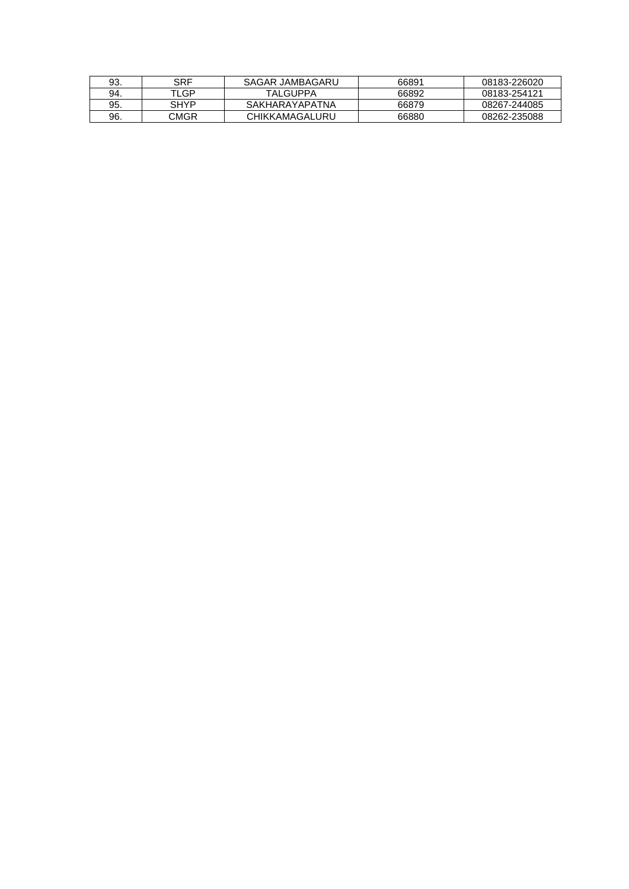| | | | | |
|---|---|---|---|---|
| 93. | SRF | SAGAR JAMBAGARU | 66891 | 08183-226020 |
| 94. | TLGP | TALGUPPA | 66892 | 08183-254121 |
| 95. | SHYP | SAKHARAYAPATNA | 66879 | 08267-244085 |
| 96. | CMGR | CHIKKAMAGALURU | 66880 | 08262-235088 |